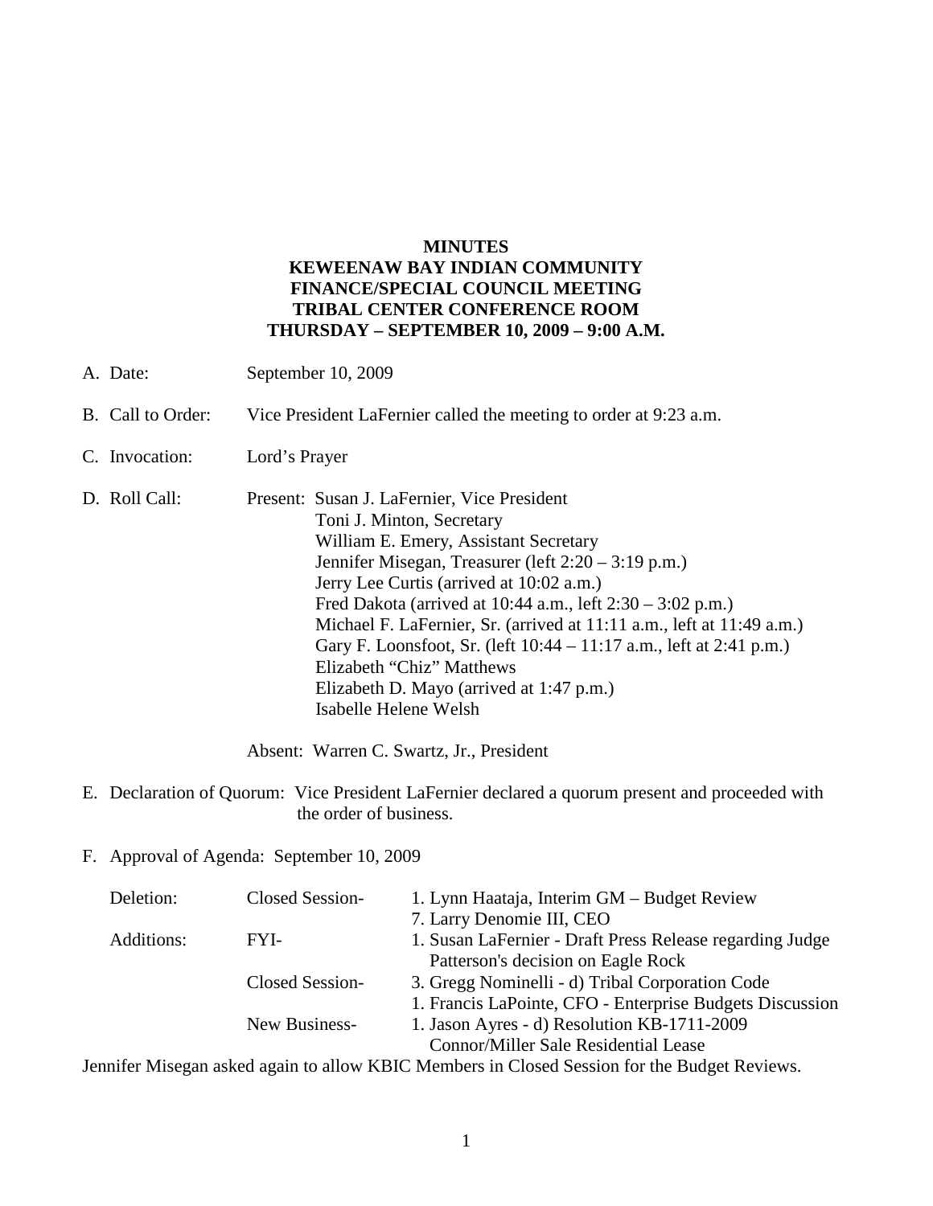**MINUTES**
**KEWEENAW BAY INDIAN COMMUNITY**
**FINANCE/SPECIAL COUNCIL MEETING**
**TRIBAL CENTER CONFERENCE ROOM**
**THURSDAY – SEPTEMBER 10, 2009 – 9:00 A.M.**

A. Date: September 10, 2009

B. Call to Order: Vice President LaFernier called the meeting to order at 9:23 a.m.

C. Invocation: Lord's Prayer

D. Roll Call: Present: Susan J. LaFernier, Vice President
Toni J. Minton, Secretary
William E. Emery, Assistant Secretary
Jennifer Misegan, Treasurer (left 2:20 – 3:19 p.m.)
Jerry Lee Curtis (arrived at 10:02 a.m.)
Fred Dakota (arrived at 10:44 a.m., left 2:30 – 3:02 p.m.)
Michael F. LaFernier, Sr. (arrived at 11:11 a.m., left at 11:49 a.m.)
Gary F. Loonsfoot, Sr. (left 10:44 – 11:17 a.m., left at 2:41 p.m.)
Elizabeth "Chiz" Matthews
Elizabeth D. Mayo (arrived at 1:47 p.m.)
Isabelle Helene Welsh

Absent: Warren C. Swartz, Jr., President

E. Declaration of Quorum: Vice President LaFernier declared a quorum present and proceeded with the order of business.

F. Approval of Agenda: September 10, 2009

| | | |
|---|---|---|
| Deletion: | Closed Session- | 1. Lynn Haataja, Interim GM – Budget Review |
| | | 7. Larry Denomie III, CEO |
| Additions: | FYI- | 1. Susan LaFernier - Draft Press Release regarding Judge Patterson's decision on Eagle Rock |
| | Closed Session- | 3. Gregg Nominelli - d) Tribal Corporation Code |
| | | 1. Francis LaPointe, CFO - Enterprise Budgets Discussion |
| | New Business- | 1. Jason Ayres - d) Resolution KB-1711-2009 Connor/Miller Sale Residential Lease |

Jennifer Misegan asked again to allow KBIC Members in Closed Session for the Budget Reviews.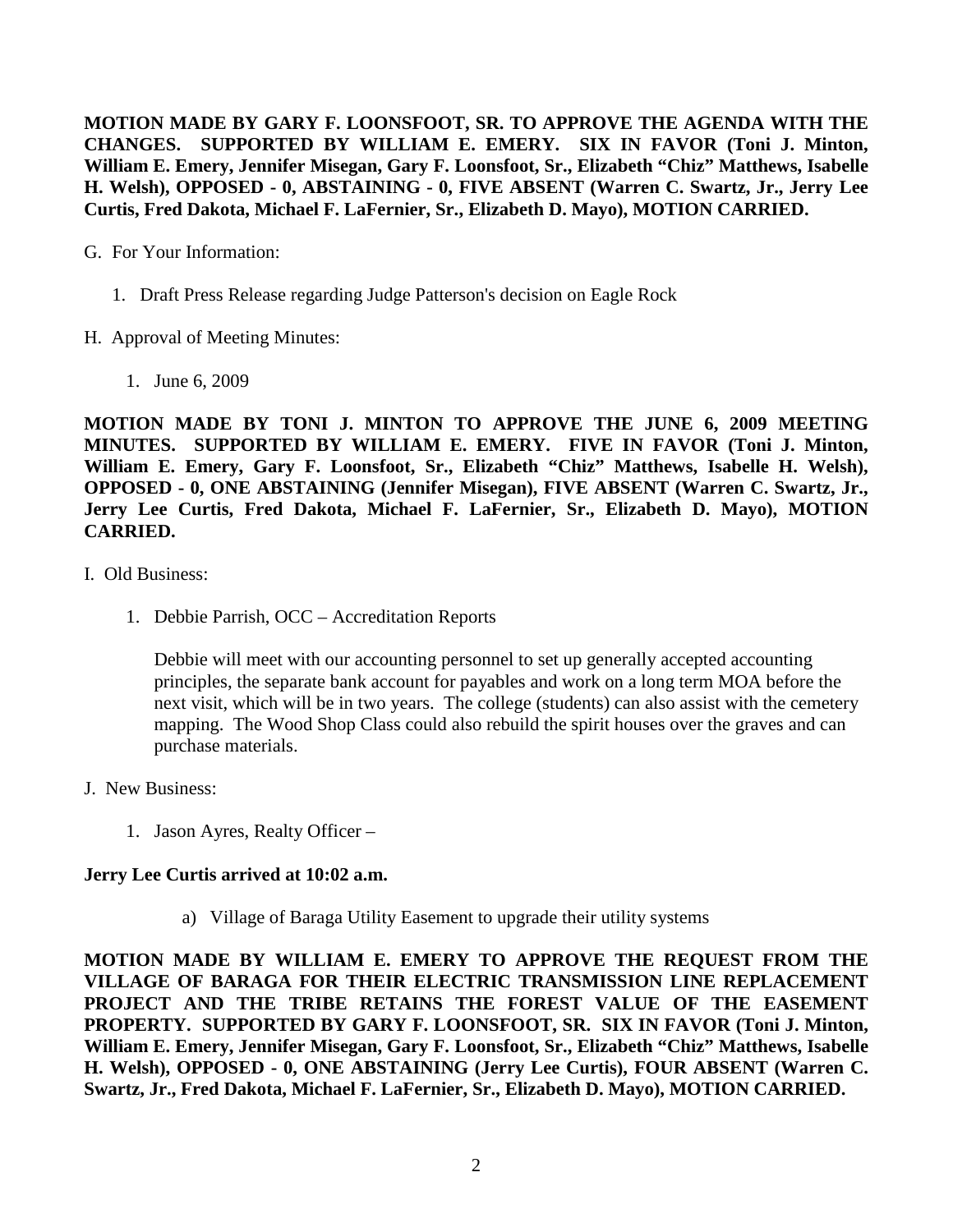**MOTION MADE BY GARY F. LOONSFOOT, SR. TO APPROVE THE AGENDA WITH THE CHANGES. SUPPORTED BY WILLIAM E. EMERY. SIX IN FAVOR (Toni J. Minton, William E. Emery, Jennifer Misegan, Gary F. Loonsfoot, Sr., Elizabeth "Chiz" Matthews, Isabelle H. Welsh), OPPOSED - 0, ABSTAINING - 0, FIVE ABSENT (Warren C. Swartz, Jr., Jerry Lee Curtis, Fred Dakota, Michael F. LaFernier, Sr., Elizabeth D. Mayo), MOTION CARRIED.**

G. For Your Information:

1. Draft Press Release regarding Judge Patterson's decision on Eagle Rock

H. Approval of Meeting Minutes:

1. June 6, 2009

**MOTION MADE BY TONI J. MINTON TO APPROVE THE JUNE 6, 2009 MEETING MINUTES. SUPPORTED BY WILLIAM E. EMERY. FIVE IN FAVOR (Toni J. Minton, William E. Emery, Gary F. Loonsfoot, Sr., Elizabeth "Chiz" Matthews, Isabelle H. Welsh), OPPOSED - 0, ONE ABSTAINING (Jennifer Misegan), FIVE ABSENT (Warren C. Swartz, Jr., Jerry Lee Curtis, Fred Dakota, Michael F. LaFernier, Sr., Elizabeth D. Mayo), MOTION CARRIED.**

I. Old Business:

1. Debbie Parrish, OCC – Accreditation Reports

   Debbie will meet with our accounting personnel to set up generally accepted accounting principles, the separate bank account for payables and work on a long term MOA before the next visit, which will be in two years. The college (students) can also assist with the cemetery mapping. The Wood Shop Class could also rebuild the spirit houses over the graves and can purchase materials.

J. New Business:

1. Jason Ayres, Realty Officer –

**Jerry Lee Curtis arrived at 10:02 a.m.**

   a) Village of Baraga Utility Easement to upgrade their utility systems

**MOTION MADE BY WILLIAM E. EMERY TO APPROVE THE REQUEST FROM THE VILLAGE OF BARAGA FOR THEIR ELECTRIC TRANSMISSION LINE REPLACEMENT PROJECT AND THE TRIBE RETAINS THE FOREST VALUE OF THE EASEMENT PROPERTY. SUPPORTED BY GARY F. LOONSFOOT, SR. SIX IN FAVOR (Toni J. Minton, William E. Emery, Jennifer Misegan, Gary F. Loonsfoot, Sr., Elizabeth "Chiz" Matthews, Isabelle H. Welsh), OPPOSED - 0, ONE ABSTAINING (Jerry Lee Curtis), FOUR ABSENT (Warren C. Swartz, Jr., Fred Dakota, Michael F. LaFernier, Sr., Elizabeth D. Mayo), MOTION CARRIED.**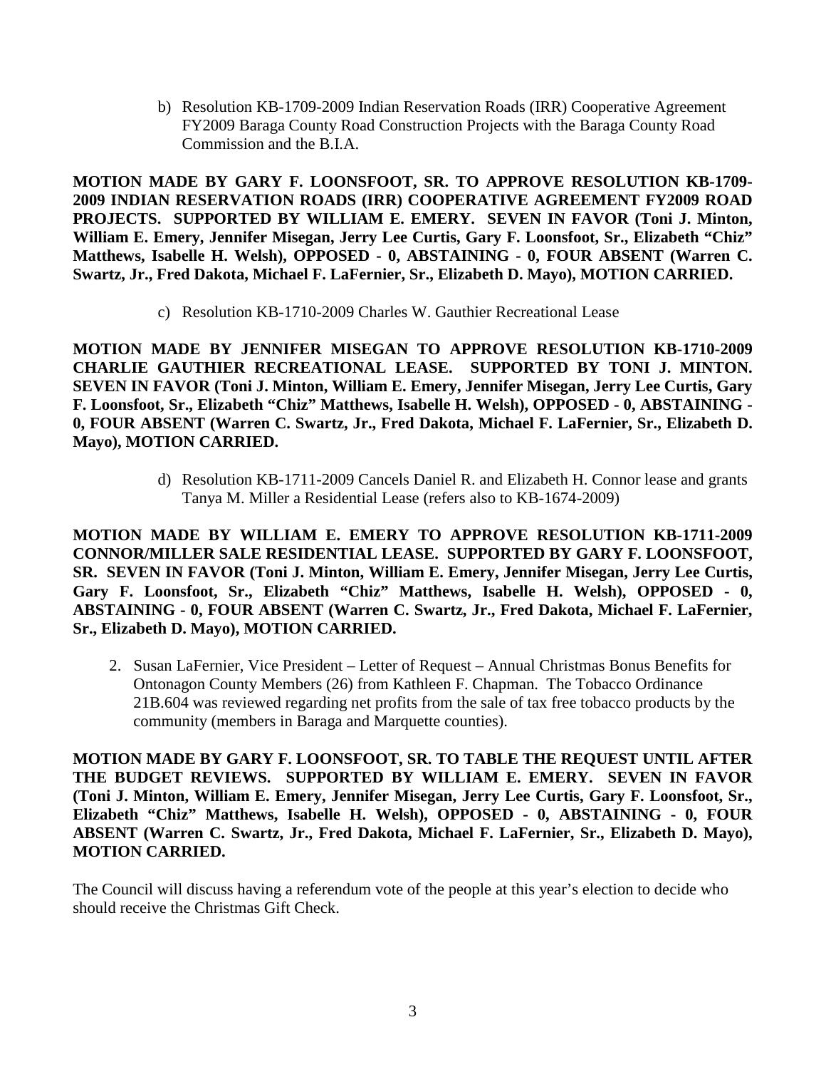b) Resolution KB-1709-2009 Indian Reservation Roads (IRR) Cooperative Agreement FY2009 Baraga County Road Construction Projects with the Baraga County Road Commission and the B.I.A.

**MOTION MADE BY GARY F. LOONSFOOT, SR. TO APPROVE RESOLUTION KB-1709-2009 INDIAN RESERVATION ROADS (IRR) COOPERATIVE AGREEMENT FY2009 ROAD PROJECTS. SUPPORTED BY WILLIAM E. EMERY. SEVEN IN FAVOR (Toni J. Minton, William E. Emery, Jennifer Misegan, Jerry Lee Curtis, Gary F. Loonsfoot, Sr., Elizabeth "Chiz" Matthews, Isabelle H. Welsh), OPPOSED - 0, ABSTAINING - 0, FOUR ABSENT (Warren C. Swartz, Jr., Fred Dakota, Michael F. LaFernier, Sr., Elizabeth D. Mayo), MOTION CARRIED.**

c) Resolution KB-1710-2009 Charles W. Gauthier Recreational Lease

**MOTION MADE BY JENNIFER MISEGAN TO APPROVE RESOLUTION KB-1710-2009 CHARLIE GAUTHIER RECREATIONAL LEASE. SUPPORTED BY TONI J. MINTON. SEVEN IN FAVOR (Toni J. Minton, William E. Emery, Jennifer Misegan, Jerry Lee Curtis, Gary F. Loonsfoot, Sr., Elizabeth "Chiz" Matthews, Isabelle H. Welsh), OPPOSED - 0, ABSTAINING - 0, FOUR ABSENT (Warren C. Swartz, Jr., Fred Dakota, Michael F. LaFernier, Sr., Elizabeth D. Mayo), MOTION CARRIED.**

d) Resolution KB-1711-2009 Cancels Daniel R. and Elizabeth H. Connor lease and grants Tanya M. Miller a Residential Lease (refers also to KB-1674-2009)

**MOTION MADE BY WILLIAM E. EMERY TO APPROVE RESOLUTION KB-1711-2009 CONNOR/MILLER SALE RESIDENTIAL LEASE. SUPPORTED BY GARY F. LOONSFOOT, SR. SEVEN IN FAVOR (Toni J. Minton, William E. Emery, Jennifer Misegan, Jerry Lee Curtis, Gary F. Loonsfoot, Sr., Elizabeth "Chiz" Matthews, Isabelle H. Welsh), OPPOSED - 0, ABSTAINING - 0, FOUR ABSENT (Warren C. Swartz, Jr., Fred Dakota, Michael F. LaFernier, Sr., Elizabeth D. Mayo), MOTION CARRIED.**

2. Susan LaFernier, Vice President – Letter of Request – Annual Christmas Bonus Benefits for Ontonagon County Members (26) from Kathleen F. Chapman. The Tobacco Ordinance 21B.604 was reviewed regarding net profits from the sale of tax free tobacco products by the community (members in Baraga and Marquette counties).

**MOTION MADE BY GARY F. LOONSFOOT, SR. TO TABLE THE REQUEST UNTIL AFTER THE BUDGET REVIEWS. SUPPORTED BY WILLIAM E. EMERY. SEVEN IN FAVOR (Toni J. Minton, William E. Emery, Jennifer Misegan, Jerry Lee Curtis, Gary F. Loonsfoot, Sr., Elizabeth "Chiz" Matthews, Isabelle H. Welsh), OPPOSED - 0, ABSTAINING - 0, FOUR ABSENT (Warren C. Swartz, Jr., Fred Dakota, Michael F. LaFernier, Sr., Elizabeth D. Mayo), MOTION CARRIED.**

The Council will discuss having a referendum vote of the people at this year's election to decide who should receive the Christmas Gift Check.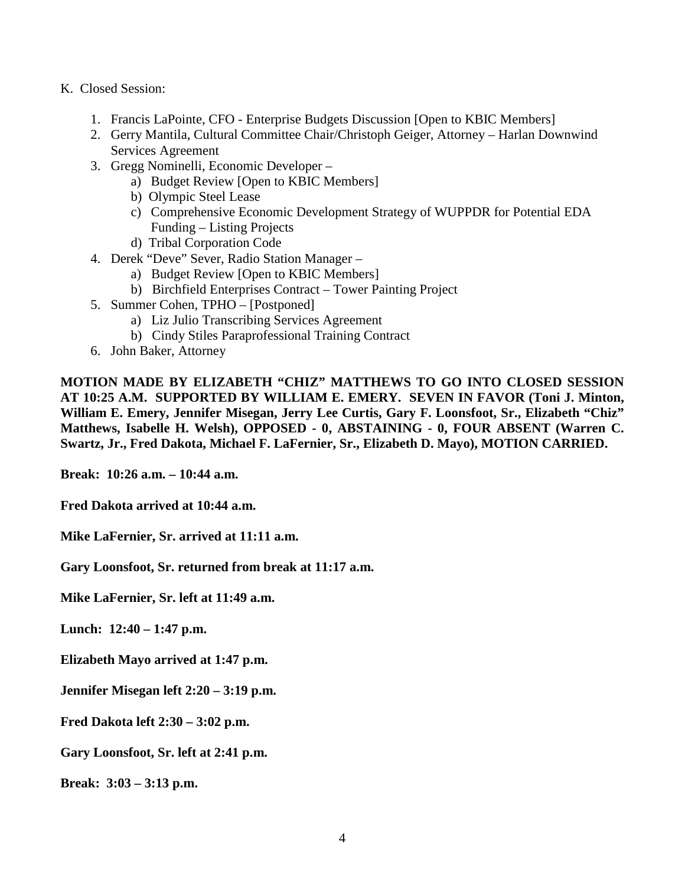K. Closed Session:

1. Francis LaPointe, CFO - Enterprise Budgets Discussion [Open to KBIC Members]
2. Gerry Mantila, Cultural Committee Chair/Christoph Geiger, Attorney – Harlan Downwind Services Agreement
3. Gregg Nominelli, Economic Developer –
   a) Budget Review [Open to KBIC Members]
   b) Olympic Steel Lease
   c) Comprehensive Economic Development Strategy of WUPPDR for Potential EDA Funding – Listing Projects
   d) Tribal Corporation Code
4. Derek "Deve" Sever, Radio Station Manager –
   a) Budget Review [Open to KBIC Members]
   b) Birchfield Enterprises Contract – Tower Painting Project
5. Summer Cohen, TPHO – [Postponed]
   a) Liz Julio Transcribing Services Agreement
   b) Cindy Stiles Paraprofessional Training Contract
6. John Baker, Attorney

**MOTION MADE BY ELIZABETH "CHIZ" MATTHEWS TO GO INTO CLOSED SESSION AT 10:25 A.M. SUPPORTED BY WILLIAM E. EMERY. SEVEN IN FAVOR (Toni J. Minton, William E. Emery, Jennifer Misegan, Jerry Lee Curtis, Gary F. Loonsfoot, Sr., Elizabeth "Chiz" Matthews, Isabelle H. Welsh), OPPOSED - 0, ABSTAINING - 0, FOUR ABSENT (Warren C. Swartz, Jr., Fred Dakota, Michael F. LaFernier, Sr., Elizabeth D. Mayo), MOTION CARRIED.**

**Break: 10:26 a.m. – 10:44 a.m.**

**Fred Dakota arrived at 10:44 a.m.**

**Mike LaFernier, Sr. arrived at 11:11 a.m.**

**Gary Loonsfoot, Sr. returned from break at 11:17 a.m.**

**Mike LaFernier, Sr. left at 11:49 a.m.**

**Lunch: 12:40 – 1:47 p.m.**

**Elizabeth Mayo arrived at 1:47 p.m.**

**Jennifer Misegan left 2:20 – 3:19 p.m.**

**Fred Dakota left 2:30 – 3:02 p.m.**

**Gary Loonsfoot, Sr. left at 2:41 p.m.**

**Break: 3:03 – 3:13 p.m.**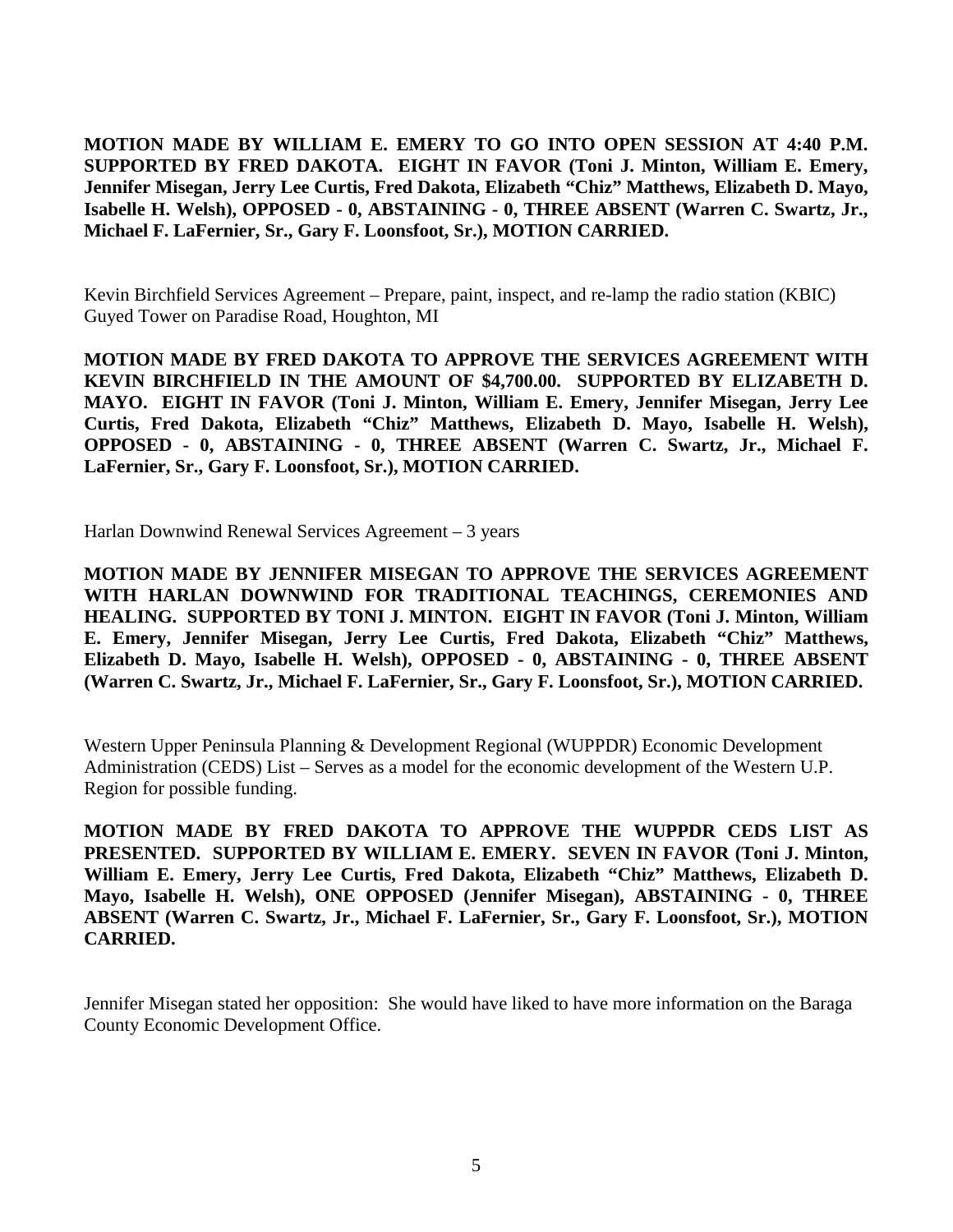**MOTION MADE BY WILLIAM E. EMERY TO GO INTO OPEN SESSION AT 4:40 P.M. SUPPORTED BY FRED DAKOTA. EIGHT IN FAVOR (Toni J. Minton, William E. Emery, Jennifer Misegan, Jerry Lee Curtis, Fred Dakota, Elizabeth "Chiz" Matthews, Elizabeth D. Mayo, Isabelle H. Welsh), OPPOSED - 0, ABSTAINING - 0, THREE ABSENT (Warren C. Swartz, Jr., Michael F. LaFernier, Sr., Gary F. Loonsfoot, Sr.), MOTION CARRIED.**

Kevin Birchfield Services Agreement – Prepare, paint, inspect, and re-lamp the radio station (KBIC) Guyed Tower on Paradise Road, Houghton, MI

**MOTION MADE BY FRED DAKOTA TO APPROVE THE SERVICES AGREEMENT WITH KEVIN BIRCHFIELD IN THE AMOUNT OF $4,700.00. SUPPORTED BY ELIZABETH D. MAYO. EIGHT IN FAVOR (Toni J. Minton, William E. Emery, Jennifer Misegan, Jerry Lee Curtis, Fred Dakota, Elizabeth "Chiz" Matthews, Elizabeth D. Mayo, Isabelle H. Welsh), OPPOSED - 0, ABSTAINING - 0, THREE ABSENT (Warren C. Swartz, Jr., Michael F. LaFernier, Sr., Gary F. Loonsfoot, Sr.), MOTION CARRIED.**

Harlan Downwind Renewal Services Agreement – 3 years

**MOTION MADE BY JENNIFER MISEGAN TO APPROVE THE SERVICES AGREEMENT WITH HARLAN DOWNWIND FOR TRADITIONAL TEACHINGS, CEREMONIES AND HEALING. SUPPORTED BY TONI J. MINTON. EIGHT IN FAVOR (Toni J. Minton, William E. Emery, Jennifer Misegan, Jerry Lee Curtis, Fred Dakota, Elizabeth "Chiz" Matthews, Elizabeth D. Mayo, Isabelle H. Welsh), OPPOSED - 0, ABSTAINING - 0, THREE ABSENT (Warren C. Swartz, Jr., Michael F. LaFernier, Sr., Gary F. Loonsfoot, Sr.), MOTION CARRIED.**

Western Upper Peninsula Planning & Development Regional (WUPPDR) Economic Development Administration (CEDS) List – Serves as a model for the economic development of the Western U.P. Region for possible funding.

**MOTION MADE BY FRED DAKOTA TO APPROVE THE WUPPDR CEDS LIST AS PRESENTED. SUPPORTED BY WILLIAM E. EMERY. SEVEN IN FAVOR (Toni J. Minton, William E. Emery, Jerry Lee Curtis, Fred Dakota, Elizabeth "Chiz" Matthews, Elizabeth D. Mayo, Isabelle H. Welsh), ONE OPPOSED (Jennifer Misegan), ABSTAINING - 0, THREE ABSENT (Warren C. Swartz, Jr., Michael F. LaFernier, Sr., Gary F. Loonsfoot, Sr.), MOTION CARRIED.**

Jennifer Misegan stated her opposition: She would have liked to have more information on the Baraga County Economic Development Office.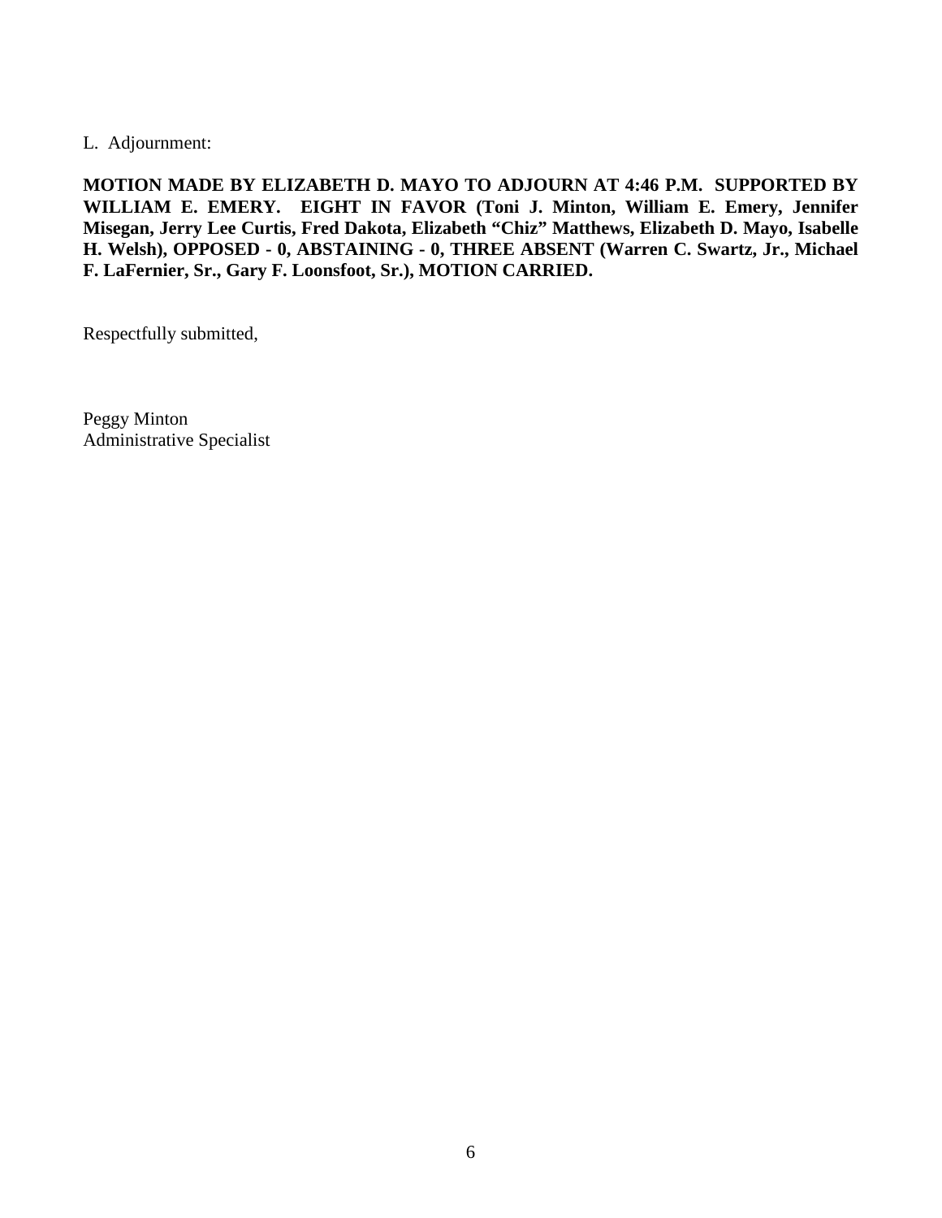L. Adjournment:

**MOTION MADE BY ELIZABETH D. MAYO TO ADJOURN AT 4:46 P.M. SUPPORTED BY WILLIAM E. EMERY. EIGHT IN FAVOR (Toni J. Minton, William E. Emery, Jennifer Misegan, Jerry Lee Curtis, Fred Dakota, Elizabeth "Chiz" Matthews, Elizabeth D. Mayo, Isabelle H. Welsh), OPPOSED - 0, ABSTAINING - 0, THREE ABSENT (Warren C. Swartz, Jr., Michael F. LaFernier, Sr., Gary F. Loonsfoot, Sr.), MOTION CARRIED.**

Respectfully submitted,

Peggy Minton
Administrative Specialist